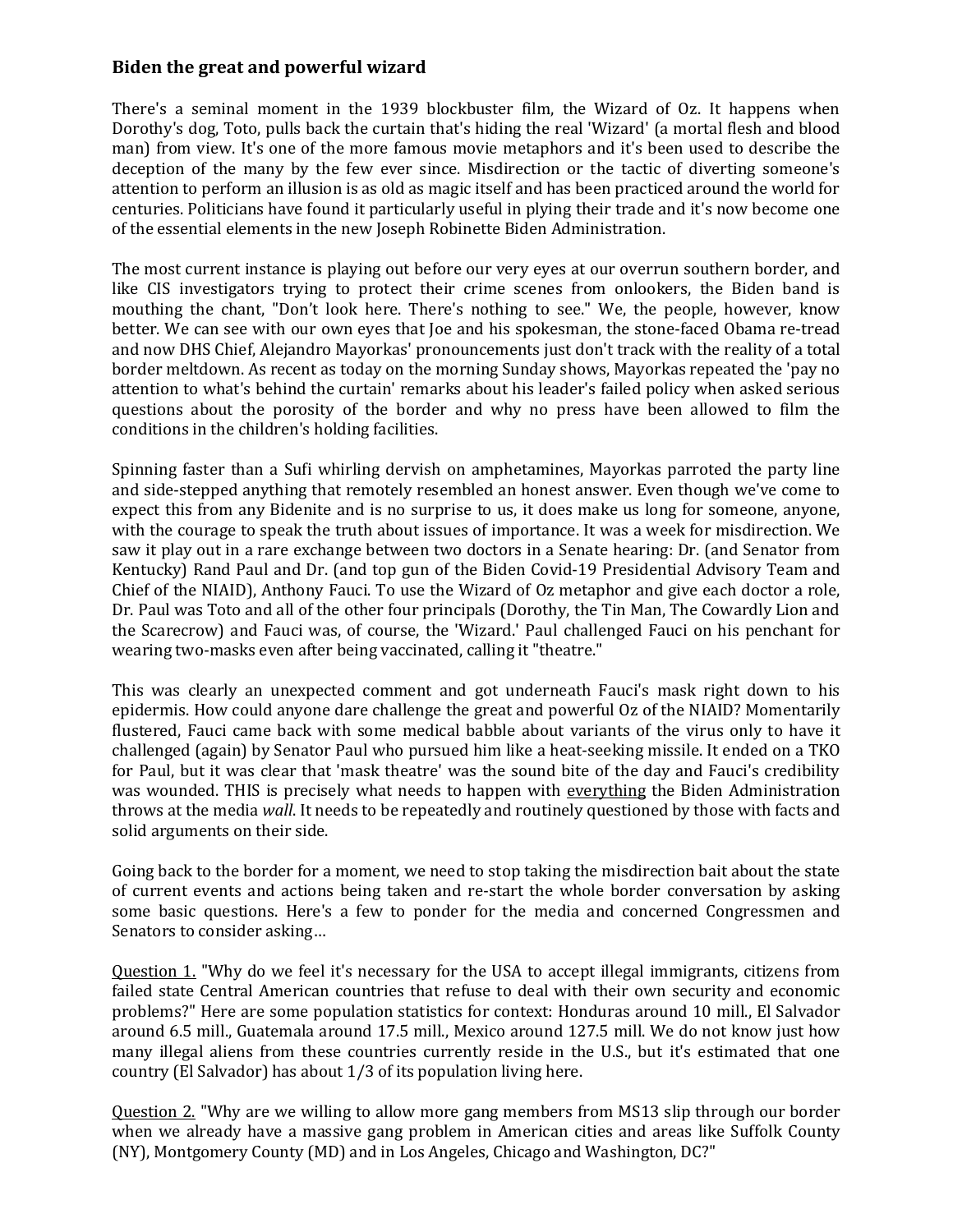### Biden the great and powerful wizard

There's a seminal moment in the 1939 blockbuster film, the Wizard of Oz. It happens when Dorothy's dog, Toto, pulls back the curtain that's hiding the real 'Wizard' (a mortal flesh and blood man) from view. It's one of the more famous movie metaphors and it's been used to describe the deception of the many by the few ever since. Misdirection or the tactic of diverting someone's attention to perform an illusion is as old as magic itself and has been practiced around the world for centuries. Politicians have found it particularly useful in plying their trade and it's now become one of the essential elements in the new Joseph Robinette Biden Administration.

The most current instance is playing out before our very eyes at our overrun southern border, and like CIS investigators trying to protect their crime scenes from onlookers, the Biden band is mouthing the chant, "Don't look here. There's nothing to see." We, the people, however, know better. We can see with our own eyes that Joe and his spokesman, the stone-faced Obama re-tread and now DHS Chief, Alejandro Mayorkas' pronouncements just don't track with the reality of a total border meltdown. As recent as today on the morning Sunday shows, Mayorkas repeated the 'pay no attention to what's behind the curtain' remarks about his leader's failed policy when asked serious questions about the porosity of the border and why no press have been allowed to film the conditions in the children's holding facilities.

Spinning faster than a Sufi whirling dervish on amphetamines, Mayorkas parroted the party line and side-stepped anything that remotely resembled an honest answer. Even though we've come to expect this from any Bidenite and is no surprise to us, it does make us long for someone, anyone, with the courage to speak the truth about issues of importance. It was a week for misdirection. We saw it play out in a rare exchange between two doctors in a Senate hearing: Dr. (and Senator from Kentucky) Rand Paul and Dr. (and top gun of the Biden Covid-19 Presidential Advisory Team and Chief of the NIAID), Anthony Fauci. To use the Wizard of Oz metaphor and give each doctor a role, Dr. Paul was Toto and all of the other four principals (Dorothy, the Tin Man, The Cowardly Lion and the Scarecrow) and Fauci was, of course, the 'Wizard.' Paul challenged Fauci on his penchant for wearing two-masks even after being vaccinated, calling it "theatre."

This was clearly an unexpected comment and got underneath Fauci's mask right down to his epidermis. How could anyone dare challenge the great and powerful Oz of the NIAID? Momentarily flustered, Fauci came back with some medical babble about variants of the virus only to have it challenged (again) by Senator Paul who pursued him like a heat-seeking missile. It ended on a TKO for Paul, but it was clear that 'mask theatre' was the sound bite of the day and Fauci's credibility was wounded. THIS is precisely what needs to happen with <u>everything</u> the Biden Administration throws at the media *wall*. It needs to be repeatedly and routinely questioned by those with facts and solid arguments on their side.

Going back to the border for a moment, we need to stop taking the misdirection bait about the state of current events and actions being taken and re-start the whole border conversation by asking some basic questions. Here's a few to ponder for the media and concerned Congressmen and Senators to consider asking…

<u>Question 1.</u> "Why do we feel it's necessary for the USA to accept illegal immigrants, citizens from failed state Central American countries that refuse to deal with their own security and economic problems?" Here are some population statistics for context: Honduras around 10 mill., El Salvador around 6.5 mill., Guatemala around 17.5 mill., Mexico around 127.5 mill. We do not know just how many illegal aliens from these countries currently reside in the U.S., but it's estimated that one country (El Salvador) has about 1/3 of its population living here.

<u>Question 2.</u> "Why are we willing to allow more gang members from MS13 slip through our border when we already have a massive gang problem in American cities and areas like Suffolk County (NY), Montgomery County (MD) and in Los Angeles, Chicago and Washington, DC?"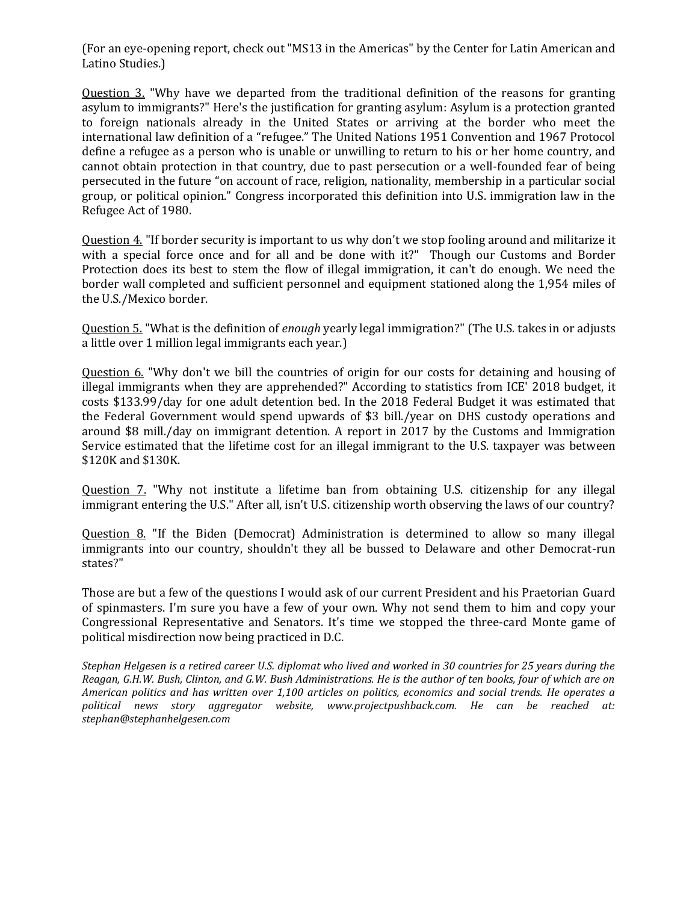(For an eye-opening report, check out "MS13 in the Americas" by the Center for Latin American and Latino Studies.)

Question 3. "Why have we departed from the traditional definition of the reasons for granting asylum to immigrants?" Here's the justification for granting asylum: Asylum is a protection granted to foreign nationals already in the United States or arriving at the border who meet the international law definition of a "refugee." The United Nations 1951 Convention and 1967 Protocol define a refugee as a person who is unable or unwilling to return to his or her home country, and cannot obtain protection in that country, due to past persecution or a well-founded fear of being persecuted in the future "on account of race, religion, nationality, membership in a particular social group, or political opinion." Congress incorporated this definition into U.S. immigration law in the Refugee Act of 1980.

Question 4. "If border security is important to us why don't we stop fooling around and militarize it with a special force once and for all and be done with it?" Though our Customs and Border Protection does its best to stem the flow of illegal immigration, it can't do enough. We need the border wall completed and sufficient personnel and equipment stationed along the 1,954 miles of the U.S./Mexico border.

Question 5. "What is the definition of *enough* yearly legal immigration?" (The U.S. takes in or adjusts a little over 1 million legal immigrants each year.)

Question 6. "Why don't we bill the countries of origin for our costs for detaining and housing of illegal immigrants when they are apprehended?" According to statistics from ICE' 2018 budget, it costs $133.99/day for one adult detention bed. In the 2018 Federal Budget it was estimated that the Federal Government would spend upwards of $3 bill./year on DHS custody operations and around $8 mill./day on immigrant detention. A report in 2017 by the Customs and Immigration Service estimated that the lifetime cost for an illegal immigrant to the U.S. taxpayer was between $120K and $130K.

Question 7. "Why not institute a lifetime ban from obtaining U.S. citizenship for any illegal immigrant entering the U.S." After all, isn't U.S. citizenship worth observing the laws of our country?

Question 8. "If the Biden (Democrat) Administration is determined to allow so many illegal immigrants into our country, shouldn't they all be bussed to Delaware and other Democrat-run states?"

Those are but a few of the questions I would ask of our current President and his Praetorian Guard of spinmasters. I'm sure you have a few of your own. Why not send them to him and copy your Congressional Representative and Senators. It's time we stopped the three-card Monte game of political misdirection now being practiced in D.C.

*Stephan Helgesen is a retired career U.S. diplomat who lived and worked in 30 countries for 25 years during the Reagan, G.H.W. Bush, Clinton, and G.W. Bush Administrations. He is the author of ten books, four of which are on American politics and has written over 1,100 articles on politics, economics and social trends. He operates a political news story aggregator website, www.projectpushback.com. He can be reached at: stephan@stephanhelgesen.com*